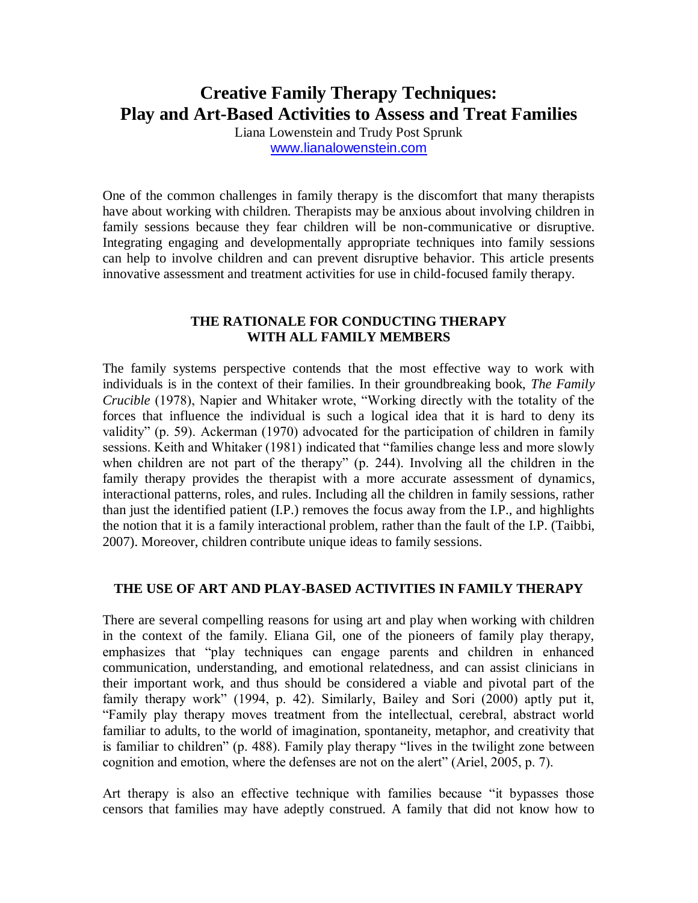# Creative Family Therapy Techniques: Play and Art-Based Activities to Assess and Treat Families

Liana Lowenstein and Trudy Post Sprunk
www.lianalowenstein.com

One of the common challenges in family therapy is the discomfort that many therapists have about working with children. Therapists may be anxious about involving children in family sessions because they fear children will be non-communicative or disruptive. Integrating engaging and developmentally appropriate techniques into family sessions can help to involve children and can prevent disruptive behavior. This article presents innovative assessment and treatment activities for use in child-focused family therapy.

## THE RATIONALE FOR CONDUCTING THERAPY WITH ALL FAMILY MEMBERS

The family systems perspective contends that the most effective way to work with individuals is in the context of their families. In their groundbreaking book, *The Family Crucible* (1978), Napier and Whitaker wrote, "Working directly with the totality of the forces that influence the individual is such a logical idea that it is hard to deny its validity" (p. 59). Ackerman (1970) advocated for the participation of children in family sessions. Keith and Whitaker (1981) indicated that "families change less and more slowly when children are not part of the therapy" (p. 244). Involving all the children in the family therapy provides the therapist with a more accurate assessment of dynamics, interactional patterns, roles, and rules. Including all the children in family sessions, rather than just the identified patient (I.P.) removes the focus away from the I.P., and highlights the notion that it is a family interactional problem, rather than the fault of the I.P. (Taibbi, 2007). Moreover, children contribute unique ideas to family sessions.

## THE USE OF ART AND PLAY-BASED ACTIVITIES IN FAMILY THERAPY

There are several compelling reasons for using art and play when working with children in the context of the family. Eliana Gil, one of the pioneers of family play therapy, emphasizes that "play techniques can engage parents and children in enhanced communication, understanding, and emotional relatedness, and can assist clinicians in their important work, and thus should be considered a viable and pivotal part of the family therapy work" (1994, p. 42). Similarly, Bailey and Sori (2000) aptly put it, "Family play therapy moves treatment from the intellectual, cerebral, abstract world familiar to adults, to the world of imagination, spontaneity, metaphor, and creativity that is familiar to children" (p. 488). Family play therapy "lives in the twilight zone between cognition and emotion, where the defenses are not on the alert" (Ariel, 2005, p. 7).

Art therapy is also an effective technique with families because "it bypasses those censors that families may have adeptly construed. A family that did not know how to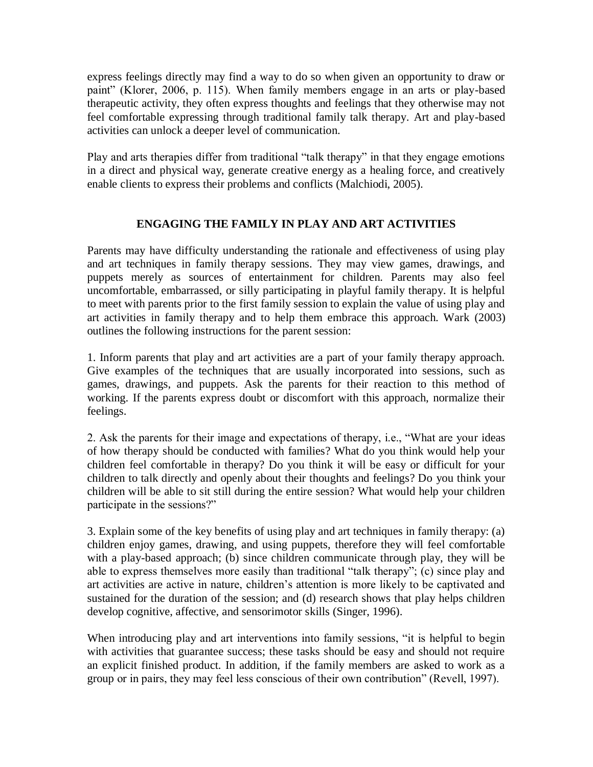express feelings directly may find a way to do so when given an opportunity to draw or paint" (Klorer, 2006, p. 115). When family members engage in an arts or play-based therapeutic activity, they often express thoughts and feelings that they otherwise may not feel comfortable expressing through traditional family talk therapy. Art and play-based activities can unlock a deeper level of communication.

Play and arts therapies differ from traditional "talk therapy" in that they engage emotions in a direct and physical way, generate creative energy as a healing force, and creatively enable clients to express their problems and conflicts (Malchiodi, 2005).

## ENGAGING THE FAMILY IN PLAY AND ART ACTIVITIES

Parents may have difficulty understanding the rationale and effectiveness of using play and art techniques in family therapy sessions. They may view games, drawings, and puppets merely as sources of entertainment for children. Parents may also feel uncomfortable, embarrassed, or silly participating in playful family therapy. It is helpful to meet with parents prior to the first family session to explain the value of using play and art activities in family therapy and to help them embrace this approach. Wark (2003) outlines the following instructions for the parent session:

1. Inform parents that play and art activities are a part of your family therapy approach. Give examples of the techniques that are usually incorporated into sessions, such as games, drawings, and puppets. Ask the parents for their reaction to this method of working. If the parents express doubt or discomfort with this approach, normalize their feelings.

2. Ask the parents for their image and expectations of therapy, i.e., "What are your ideas of how therapy should be conducted with families? What do you think would help your children feel comfortable in therapy? Do you think it will be easy or difficult for your children to talk directly and openly about their thoughts and feelings? Do you think your children will be able to sit still during the entire session? What would help your children participate in the sessions?"

3. Explain some of the key benefits of using play and art techniques in family therapy: (a) children enjoy games, drawing, and using puppets, therefore they will feel comfortable with a play-based approach; (b) since children communicate through play, they will be able to express themselves more easily than traditional "talk therapy"; (c) since play and art activities are active in nature, children's attention is more likely to be captivated and sustained for the duration of the session; and (d) research shows that play helps children develop cognitive, affective, and sensorimotor skills (Singer, 1996).

When introducing play and art interventions into family sessions, "it is helpful to begin with activities that guarantee success; these tasks should be easy and should not require an explicit finished product. In addition, if the family members are asked to work as a group or in pairs, they may feel less conscious of their own contribution" (Revell, 1997).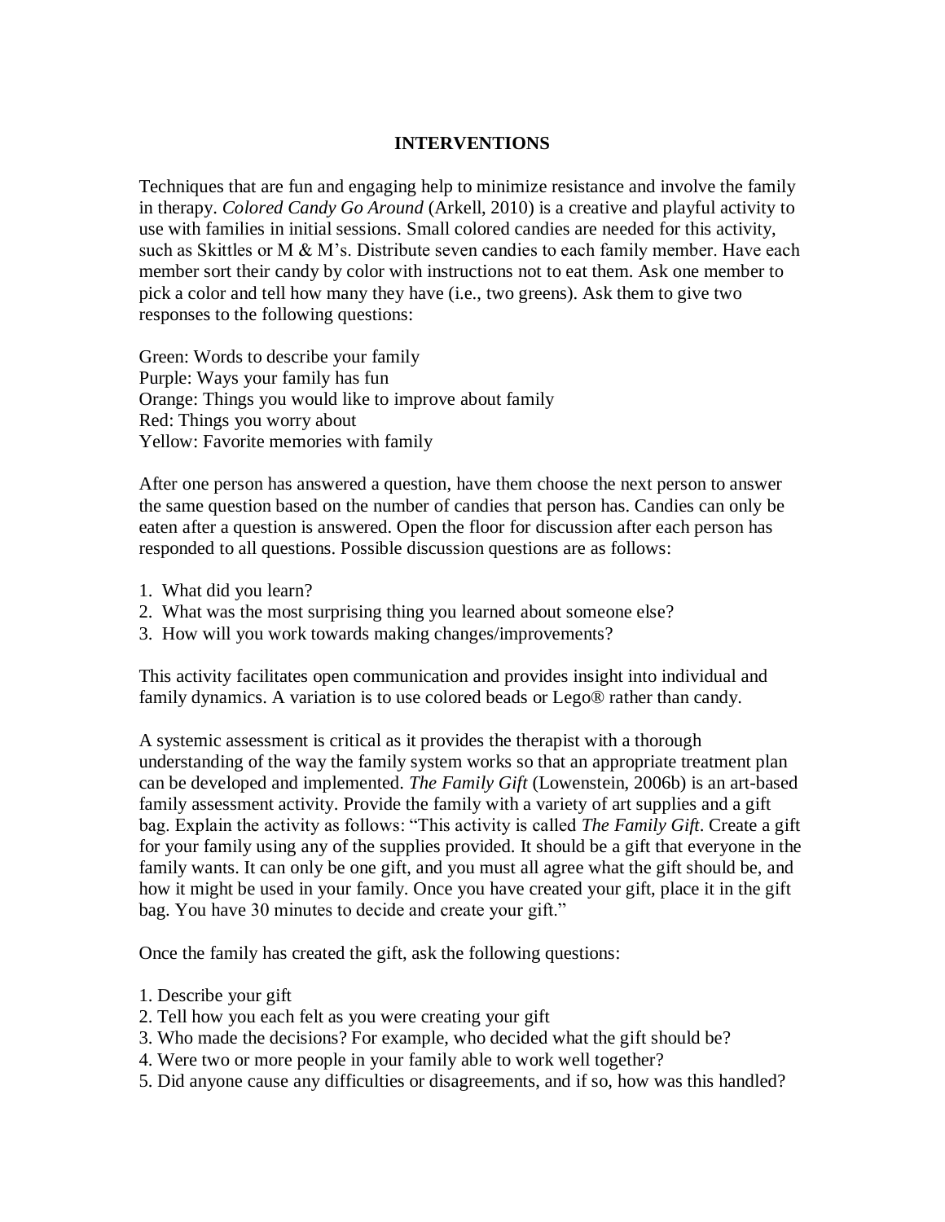## INTERVENTIONS

Techniques that are fun and engaging help to minimize resistance and involve the family in therapy. *Colored Candy Go Around* (Arkell, 2010) is a creative and playful activity to use with families in initial sessions. Small colored candies are needed for this activity, such as Skittles or M & M's. Distribute seven candies to each family member. Have each member sort their candy by color with instructions not to eat them. Ask one member to pick a color and tell how many they have (i.e., two greens). Ask them to give two responses to the following questions:

Green: Words to describe your family
Purple: Ways your family has fun
Orange: Things you would like to improve about family
Red: Things you worry about
Yellow: Favorite memories with family

After one person has answered a question, have them choose the next person to answer the same question based on the number of candies that person has. Candies can only be eaten after a question is answered. Open the floor for discussion after each person has responded to all questions. Possible discussion questions are as follows:

1. What did you learn?
2. What was the most surprising thing you learned about someone else?
3. How will you work towards making changes/improvements?

This activity facilitates open communication and provides insight into individual and family dynamics. A variation is to use colored beads or Lego® rather than candy.

A systemic assessment is critical as it provides the therapist with a thorough understanding of the way the family system works so that an appropriate treatment plan can be developed and implemented. *The Family Gift* (Lowenstein, 2006b) is an art-based family assessment activity. Provide the family with a variety of art supplies and a gift bag. Explain the activity as follows: "This activity is called *The Family Gift*. Create a gift for your family using any of the supplies provided. It should be a gift that everyone in the family wants. It can only be one gift, and you must all agree what the gift should be, and how it might be used in your family. Once you have created your gift, place it in the gift bag. You have 30 minutes to decide and create your gift."

Once the family has created the gift, ask the following questions:

1. Describe your gift
2. Tell how you each felt as you were creating your gift
3. Who made the decisions? For example, who decided what the gift should be?
4. Were two or more people in your family able to work well together?
5. Did anyone cause any difficulties or disagreements, and if so, how was this handled?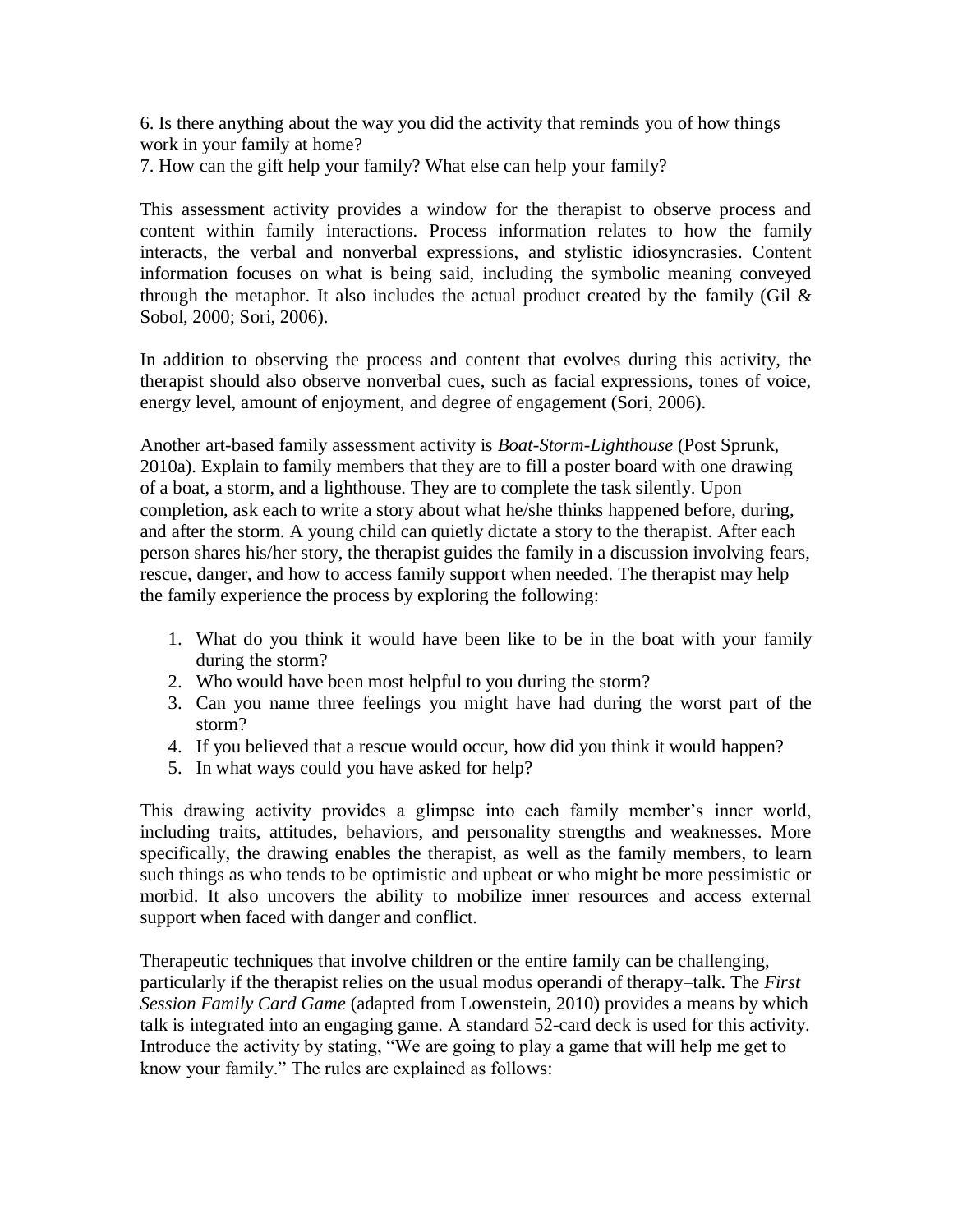6. Is there anything about the way you did the activity that reminds you of how things work in your family at home?
7. How can the gift help your family? What else can help your family?

This assessment activity provides a window for the therapist to observe process and content within family interactions. Process information relates to how the family interacts, the verbal and nonverbal expressions, and stylistic idiosyncrasies. Content information focuses on what is being said, including the symbolic meaning conveyed through the metaphor. It also includes the actual product created by the family (Gil & Sobol, 2000; Sori, 2006).

In addition to observing the process and content that evolves during this activity, the therapist should also observe nonverbal cues, such as facial expressions, tones of voice, energy level, amount of enjoyment, and degree of engagement (Sori, 2006).

Another art-based family assessment activity is *Boat-Storm-Lighthouse* (Post Sprunk, 2010a). Explain to family members that they are to fill a poster board with one drawing of a boat, a storm, and a lighthouse. They are to complete the task silently. Upon completion, ask each to write a story about what he/she thinks happened before, during, and after the storm. A young child can quietly dictate a story to the therapist. After each person shares his/her story, the therapist guides the family in a discussion involving fears, rescue, danger, and how to access family support when needed. The therapist may help the family experience the process by exploring the following:

1. What do you think it would have been like to be in the boat with your family during the storm?
2. Who would have been most helpful to you during the storm?
3. Can you name three feelings you might have had during the worst part of the storm?
4. If you believed that a rescue would occur, how did you think it would happen?
5. In what ways could you have asked for help?

This drawing activity provides a glimpse into each family member's inner world, including traits, attitudes, behaviors, and personality strengths and weaknesses. More specifically, the drawing enables the therapist, as well as the family members, to learn such things as who tends to be optimistic and upbeat or who might be more pessimistic or morbid. It also uncovers the ability to mobilize inner resources and access external support when faced with danger and conflict.

Therapeutic techniques that involve children or the entire family can be challenging, particularly if the therapist relies on the usual modus operandi of therapy–talk. The *First Session Family Card Game* (adapted from Lowenstein, 2010) provides a means by which talk is integrated into an engaging game. A standard 52-card deck is used for this activity. Introduce the activity by stating, "We are going to play a game that will help me get to know your family." The rules are explained as follows: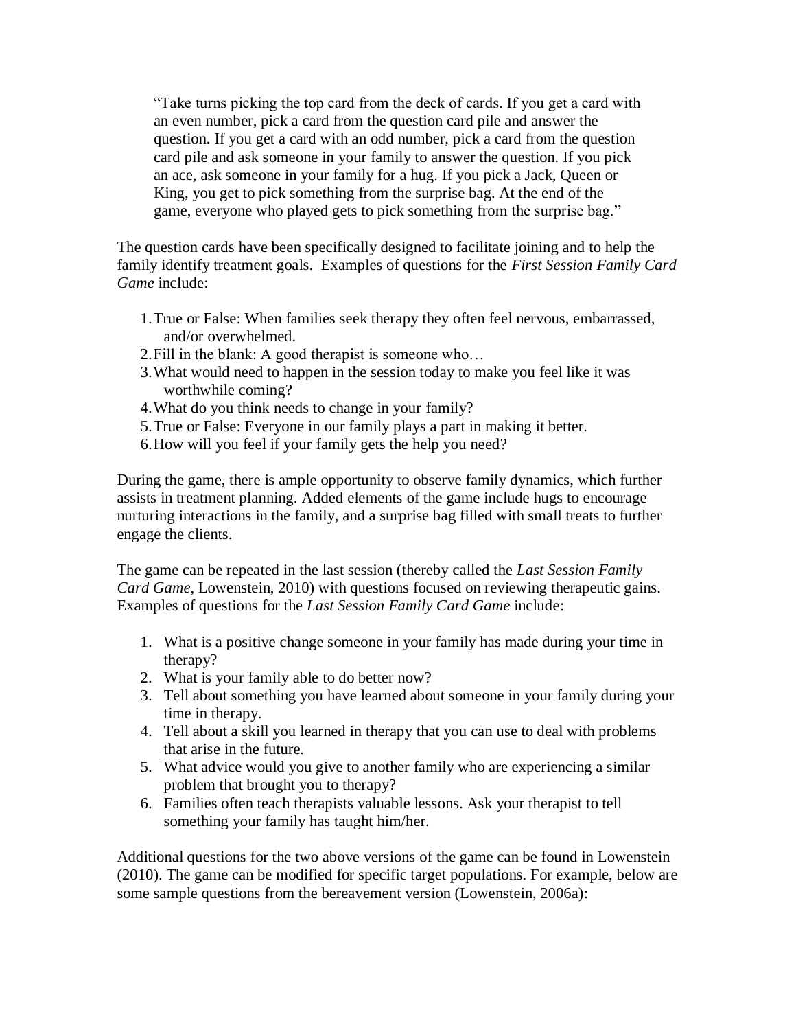> "Take turns picking the top card from the deck of cards. If you get a card with an even number, pick a card from the question card pile and answer the question. If you get a card with an odd number, pick a card from the question card pile and ask someone in your family to answer the question. If you pick an ace, ask someone in your family for a hug. If you pick a Jack, Queen or King, you get to pick something from the surprise bag. At the end of the game, everyone who played gets to pick something from the surprise bag."

The question cards have been specifically designed to facilitate joining and to help the family identify treatment goals. Examples of questions for the *First Session Family Card Game* include:

1. True or False: When families seek therapy they often feel nervous, embarrassed, and/or overwhelmed.
2. Fill in the blank: A good therapist is someone who…
3. What would need to happen in the session today to make you feel like it was worthwhile coming?
4. What do you think needs to change in your family?
5. True or False: Everyone in our family plays a part in making it better.
6. How will you feel if your family gets the help you need?

During the game, there is ample opportunity to observe family dynamics, which further assists in treatment planning. Added elements of the game include hugs to encourage nurturing interactions in the family, and a surprise bag filled with small treats to further engage the clients.

The game can be repeated in the last session (thereby called the *Last Session Family Card Game*, Lowenstein, 2010) with questions focused on reviewing therapeutic gains. Examples of questions for the *Last Session Family Card Game* include:

1. What is a positive change someone in your family has made during your time in therapy?
2. What is your family able to do better now?
3. Tell about something you have learned about someone in your family during your time in therapy.
4. Tell about a skill you learned in therapy that you can use to deal with problems that arise in the future.
5. What advice would you give to another family who are experiencing a similar problem that brought you to therapy?
6. Families often teach therapists valuable lessons. Ask your therapist to tell something your family has taught him/her.

Additional questions for the two above versions of the game can be found in Lowenstein (2010). The game can be modified for specific target populations. For example, below are some sample questions from the bereavement version (Lowenstein, 2006a):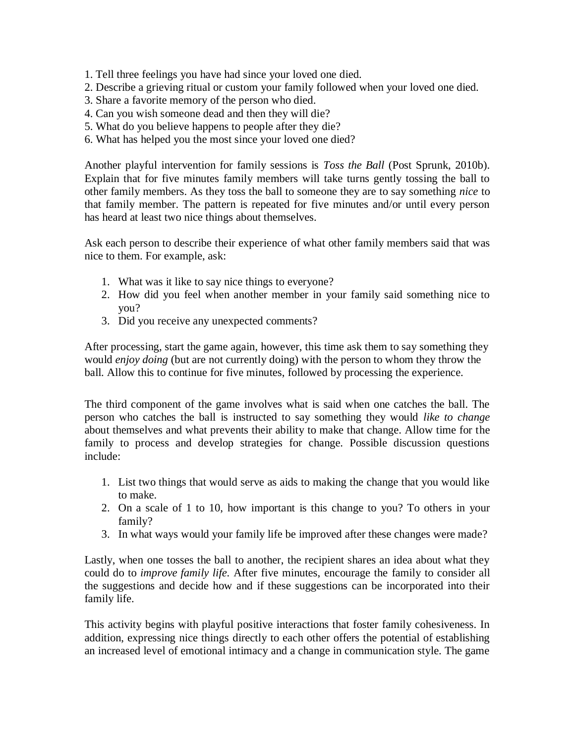1. Tell three feelings you have had since your loved one died.
2. Describe a grieving ritual or custom your family followed when your loved one died.
3. Share a favorite memory of the person who died.
4. Can you wish someone dead and then they will die?
5. What do you believe happens to people after they die?
6. What has helped you the most since your loved one died?

Another playful intervention for family sessions is *Toss the Ball* (Post Sprunk, 2010b). Explain that for five minutes family members will take turns gently tossing the ball to other family members. As they toss the ball to someone they are to say something *nice* to that family member. The pattern is repeated for five minutes and/or until every person has heard at least two nice things about themselves.

Ask each person to describe their experience of what other family members said that was nice to them. For example, ask:

1. What was it like to say nice things to everyone?
2. How did you feel when another member in your family said something nice to you?
3. Did you receive any unexpected comments?

After processing, start the game again, however, this time ask them to say something they would *enjoy doing* (but are not currently doing) with the person to whom they throw the ball. Allow this to continue for five minutes, followed by processing the experience.

The third component of the game involves what is said when one catches the ball. The person who catches the ball is instructed to say something they would *like to change* about themselves and what prevents their ability to make that change. Allow time for the family to process and develop strategies for change. Possible discussion questions include:

1. List two things that would serve as aids to making the change that you would like to make.
2. On a scale of 1 to 10, how important is this change to you? To others in your family?
3. In what ways would your family life be improved after these changes were made?

Lastly, when one tosses the ball to another, the recipient shares an idea about what they could do to *improve family life.* After five minutes, encourage the family to consider all the suggestions and decide how and if these suggestions can be incorporated into their family life.

This activity begins with playful positive interactions that foster family cohesiveness. In addition, expressing nice things directly to each other offers the potential of establishing an increased level of emotional intimacy and a change in communication style. The game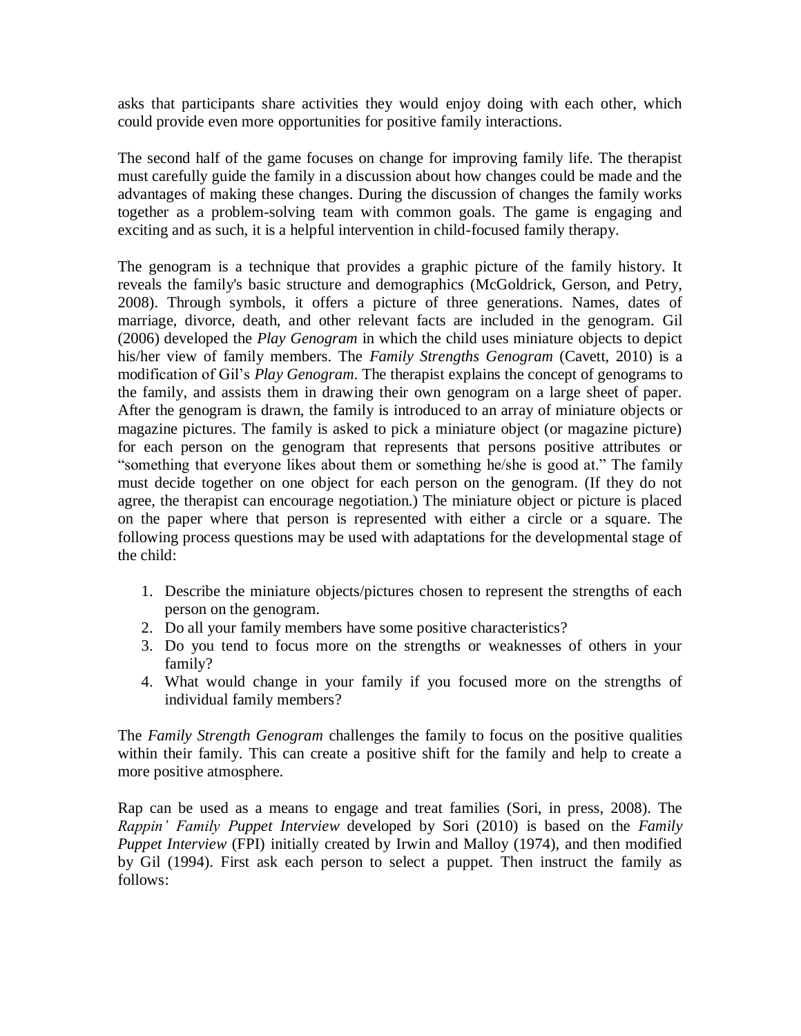asks that participants share activities they would enjoy doing with each other, which could provide even more opportunities for positive family interactions.

The second half of the game focuses on change for improving family life. The therapist must carefully guide the family in a discussion about how changes could be made and the advantages of making these changes. During the discussion of changes the family works together as a problem-solving team with common goals. The game is engaging and exciting and as such, it is a helpful intervention in child-focused family therapy.

The genogram is a technique that provides a graphic picture of the family history. It reveals the family's basic structure and demographics (McGoldrick, Gerson, and Petry, 2008). Through symbols, it offers a picture of three generations. Names, dates of marriage, divorce, death, and other relevant facts are included in the genogram. Gil (2006) developed the *Play Genogram* in which the child uses miniature objects to depict his/her view of family members. The *Family Strengths Genogram* (Cavett, 2010) is a modification of Gil's *Play Genogram*. The therapist explains the concept of genograms to the family, and assists them in drawing their own genogram on a large sheet of paper. After the genogram is drawn, the family is introduced to an array of miniature objects or magazine pictures. The family is asked to pick a miniature object (or magazine picture) for each person on the genogram that represents that persons positive attributes or "something that everyone likes about them or something he/she is good at." The family must decide together on one object for each person on the genogram. (If they do not agree, the therapist can encourage negotiation.) The miniature object or picture is placed on the paper where that person is represented with either a circle or a square. The following process questions may be used with adaptations for the developmental stage of the child:

1. Describe the miniature objects/pictures chosen to represent the strengths of each person on the genogram.
2. Do all your family members have some positive characteristics?
3. Do you tend to focus more on the strengths or weaknesses of others in your family?
4. What would change in your family if you focused more on the strengths of individual family members?

The *Family Strength Genogram* challenges the family to focus on the positive qualities within their family. This can create a positive shift for the family and help to create a more positive atmosphere.

Rap can be used as a means to engage and treat families (Sori, in press, 2008). The *Rappin' Family Puppet Interview* developed by Sori (2010) is based on the *Family Puppet Interview* (FPI) initially created by Irwin and Malloy (1974), and then modified by Gil (1994). First ask each person to select a puppet. Then instruct the family as follows: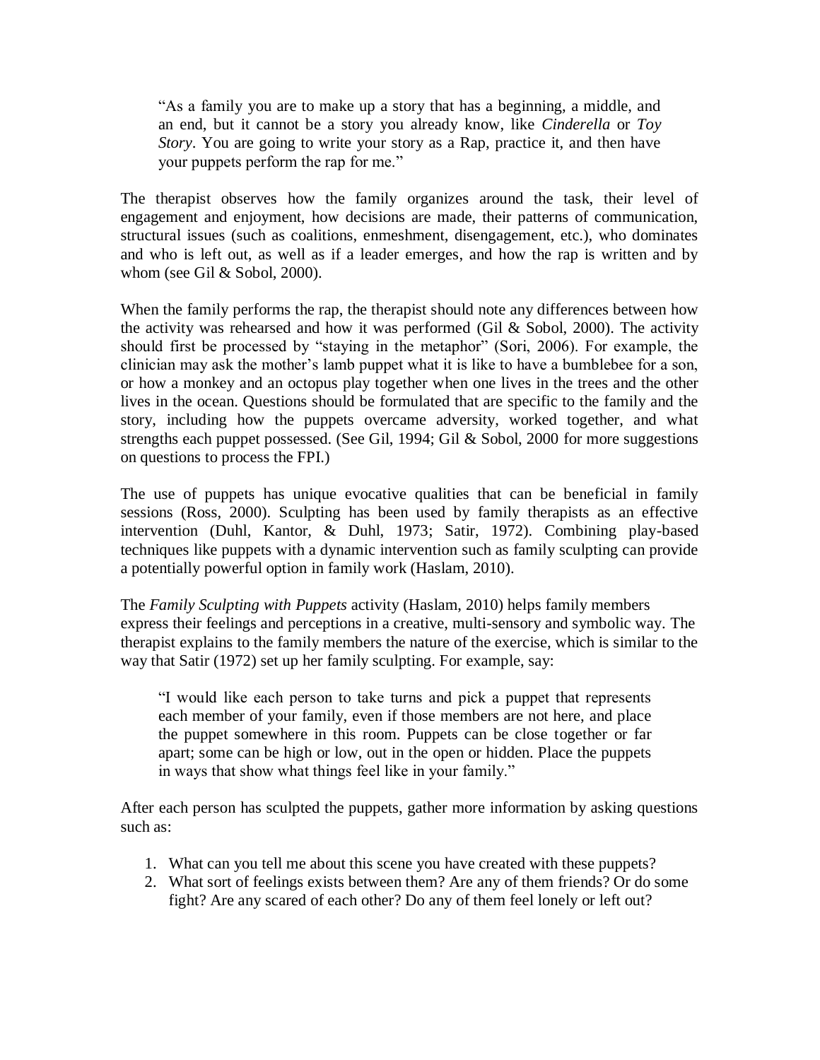> "As a family you are to make up a story that has a beginning, a middle, and an end, but it cannot be a story you already know, like *Cinderella* or *Toy Story*. You are going to write your story as a Rap, practice it, and then have your puppets perform the rap for me."

The therapist observes how the family organizes around the task, their level of engagement and enjoyment, how decisions are made, their patterns of communication, structural issues (such as coalitions, enmeshment, disengagement, etc.), who dominates and who is left out, as well as if a leader emerges, and how the rap is written and by whom (see Gil & Sobol, 2000).

When the family performs the rap, the therapist should note any differences between how the activity was rehearsed and how it was performed (Gil & Sobol, 2000). The activity should first be processed by "staying in the metaphor" (Sori, 2006). For example, the clinician may ask the mother's lamb puppet what it is like to have a bumblebee for a son, or how a monkey and an octopus play together when one lives in the trees and the other lives in the ocean. Questions should be formulated that are specific to the family and the story, including how the puppets overcame adversity, worked together, and what strengths each puppet possessed. (See Gil, 1994; Gil & Sobol, 2000 for more suggestions on questions to process the FPI.)

The use of puppets has unique evocative qualities that can be beneficial in family sessions (Ross, 2000). Sculpting has been used by family therapists as an effective intervention (Duhl, Kantor, & Duhl, 1973; Satir, 1972). Combining play-based techniques like puppets with a dynamic intervention such as family sculpting can provide a potentially powerful option in family work (Haslam, 2010).

The *Family Sculpting with Puppets* activity (Haslam, 2010) helps family members express their feelings and perceptions in a creative, multi-sensory and symbolic way. The therapist explains to the family members the nature of the exercise, which is similar to the way that Satir (1972) set up her family sculpting. For example, say:

> "I would like each person to take turns and pick a puppet that represents each member of your family, even if those members are not here, and place the puppet somewhere in this room. Puppets can be close together or far apart; some can be high or low, out in the open or hidden. Place the puppets in ways that show what things feel like in your family."

After each person has sculpted the puppets, gather more information by asking questions such as:

1. What can you tell me about this scene you have created with these puppets?
2. What sort of feelings exists between them? Are any of them friends? Or do some fight? Are any scared of each other? Do any of them feel lonely or left out?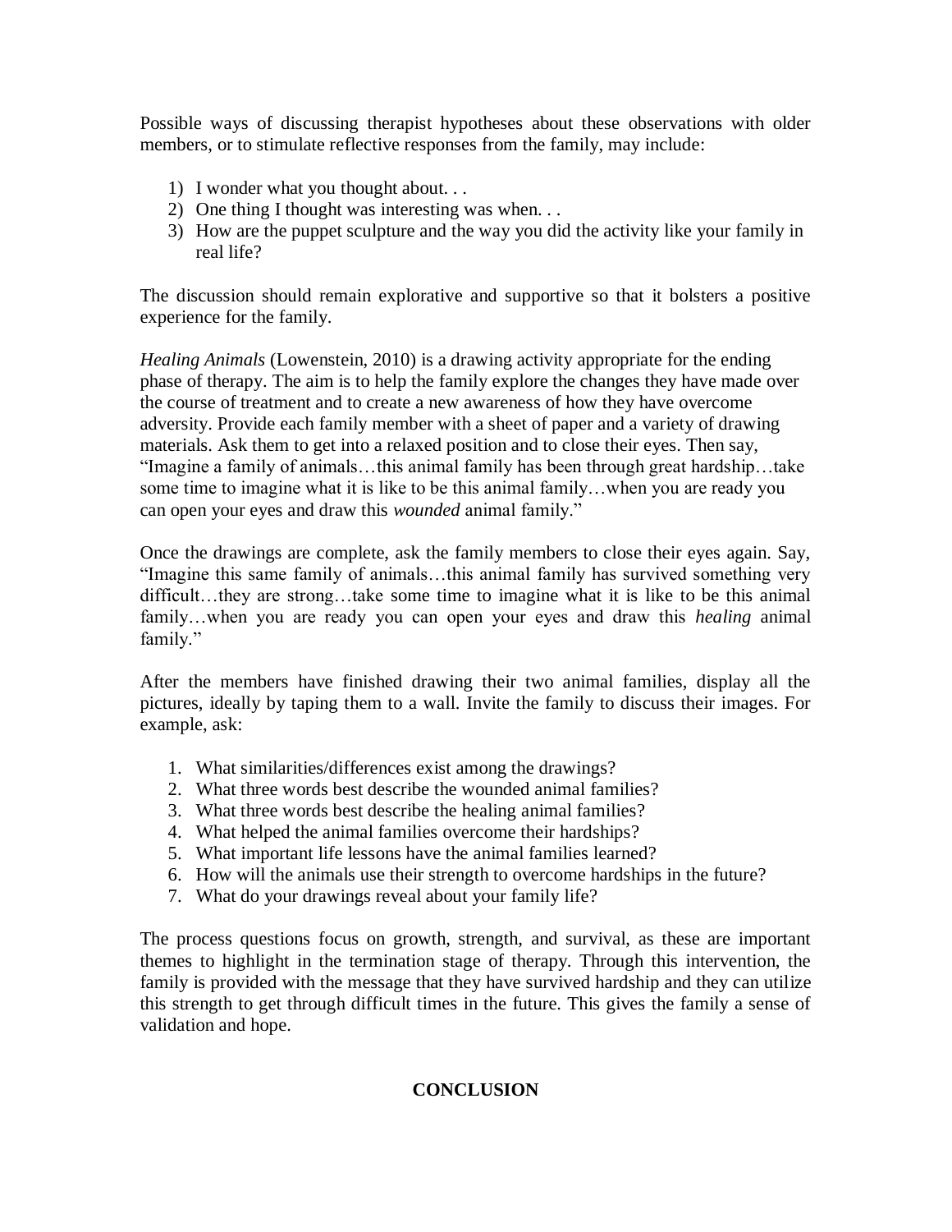Possible ways of discussing therapist hypotheses about these observations with older members, or to stimulate reflective responses from the family, may include:

1) I wonder what you thought about. . .
2) One thing I thought was interesting was when. . .
3) How are the puppet sculpture and the way you did the activity like your family in real life?

The discussion should remain explorative and supportive so that it bolsters a positive experience for the family.

*Healing Animals* (Lowenstein, 2010) is a drawing activity appropriate for the ending phase of therapy. The aim is to help the family explore the changes they have made over the course of treatment and to create a new awareness of how they have overcome adversity. Provide each family member with a sheet of paper and a variety of drawing materials. Ask them to get into a relaxed position and to close their eyes. Then say, "Imagine a family of animals…this animal family has been through great hardship…take some time to imagine what it is like to be this animal family…when you are ready you can open your eyes and draw this *wounded* animal family."

Once the drawings are complete, ask the family members to close their eyes again. Say, "Imagine this same family of animals…this animal family has survived something very difficult…they are strong…take some time to imagine what it is like to be this animal family…when you are ready you can open your eyes and draw this *healing* animal family."

After the members have finished drawing their two animal families, display all the pictures, ideally by taping them to a wall. Invite the family to discuss their images. For example, ask:

1. What similarities/differences exist among the drawings?
2. What three words best describe the wounded animal families?
3. What three words best describe the healing animal families?
4. What helped the animal families overcome their hardships?
5. What important life lessons have the animal families learned?
6. How will the animals use their strength to overcome hardships in the future?
7. What do your drawings reveal about your family life?

The process questions focus on growth, strength, and survival, as these are important themes to highlight in the termination stage of therapy. Through this intervention, the family is provided with the message that they have survived hardship and they can utilize this strength to get through difficult times in the future. This gives the family a sense of validation and hope.

## CONCLUSION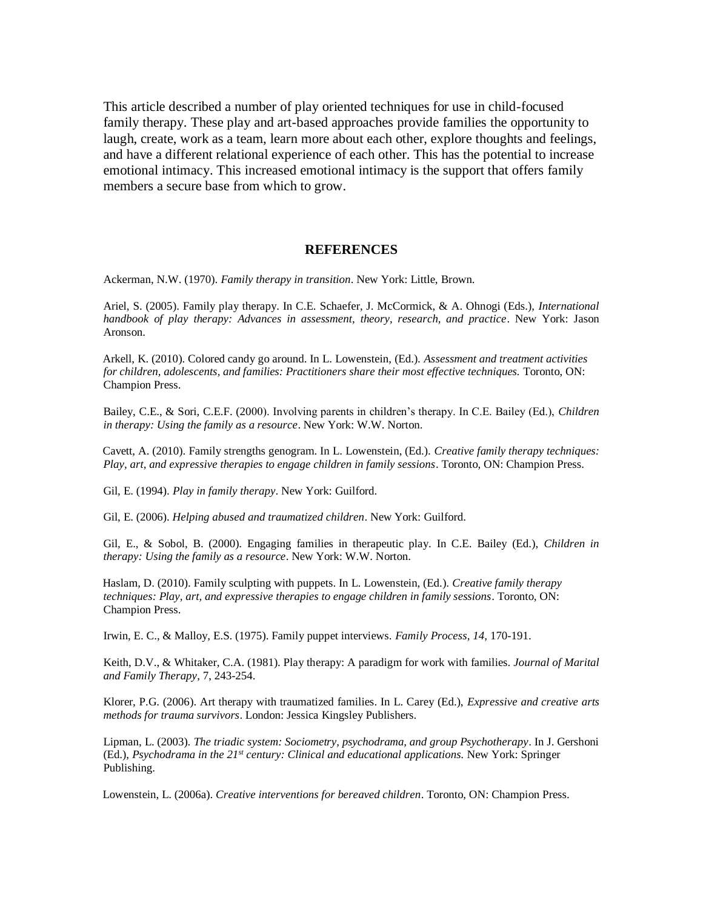This article described a number of play oriented techniques for use in child-focused family therapy. These play and art-based approaches provide families the opportunity to laugh, create, work as a team, learn more about each other, explore thoughts and feelings, and have a different relational experience of each other. This has the potential to increase emotional intimacy. This increased emotional intimacy is the support that offers family members a secure base from which to grow.

## REFERENCES

Ackerman, N.W. (1970). *Family therapy in transition*. New York: Little, Brown.

Ariel, S. (2005). Family play therapy. In C.E. Schaefer, J. McCormick, & A. Ohnogi (Eds.), *International handbook of play therapy: Advances in assessment, theory, research, and practice*. New York: Jason Aronson.

Arkell, K. (2010). Colored candy go around. In L. Lowenstein, (Ed.). *Assessment and treatment activities for children, adolescents, and families: Practitioners share their most effective techniques.* Toronto, ON: Champion Press.

Bailey, C.E., & Sori, C.E.F. (2000). Involving parents in children's therapy. In C.E. Bailey (Ed.), *Children in therapy: Using the family as a resource*. New York: W.W. Norton.

Cavett, A. (2010). Family strengths genogram. In L. Lowenstein, (Ed.). *Creative family therapy techniques: Play, art, and expressive therapies to engage children in family sessions*. Toronto, ON: Champion Press.

Gil, E. (1994). *Play in family therapy*. New York: Guilford.

Gil, E. (2006). *Helping abused and traumatized children*. New York: Guilford.

Gil, E., & Sobol, B. (2000). Engaging families in therapeutic play. In C.E. Bailey (Ed.), *Children in therapy: Using the family as a resource*. New York: W.W. Norton.

Haslam, D. (2010). Family sculpting with puppets. In L. Lowenstein, (Ed.). *Creative family therapy techniques: Play, art, and expressive therapies to engage children in family sessions*. Toronto, ON: Champion Press.

Irwin, E. C., & Malloy, E.S. (1975). Family puppet interviews. *Family Process, 14*, 170-191.

Keith, D.V., & Whitaker, C.A. (1981). Play therapy: A paradigm for work with families. *Journal of Marital and Family Therapy*, 7, 243-254.

Klorer, P.G. (2006). Art therapy with traumatized families. In L. Carey (Ed.), *Expressive and creative arts methods for trauma survivors*. London: Jessica Kingsley Publishers.

Lipman, L. (2003). *The triadic system: Sociometry, psychodrama, and group Psychotherapy*. In J. Gershoni (Ed.), *Psychodrama in the 21st century: Clinical and educational applications.* New York: Springer Publishing.

Lowenstein, L. (2006a). *Creative interventions for bereaved children*. Toronto, ON: Champion Press.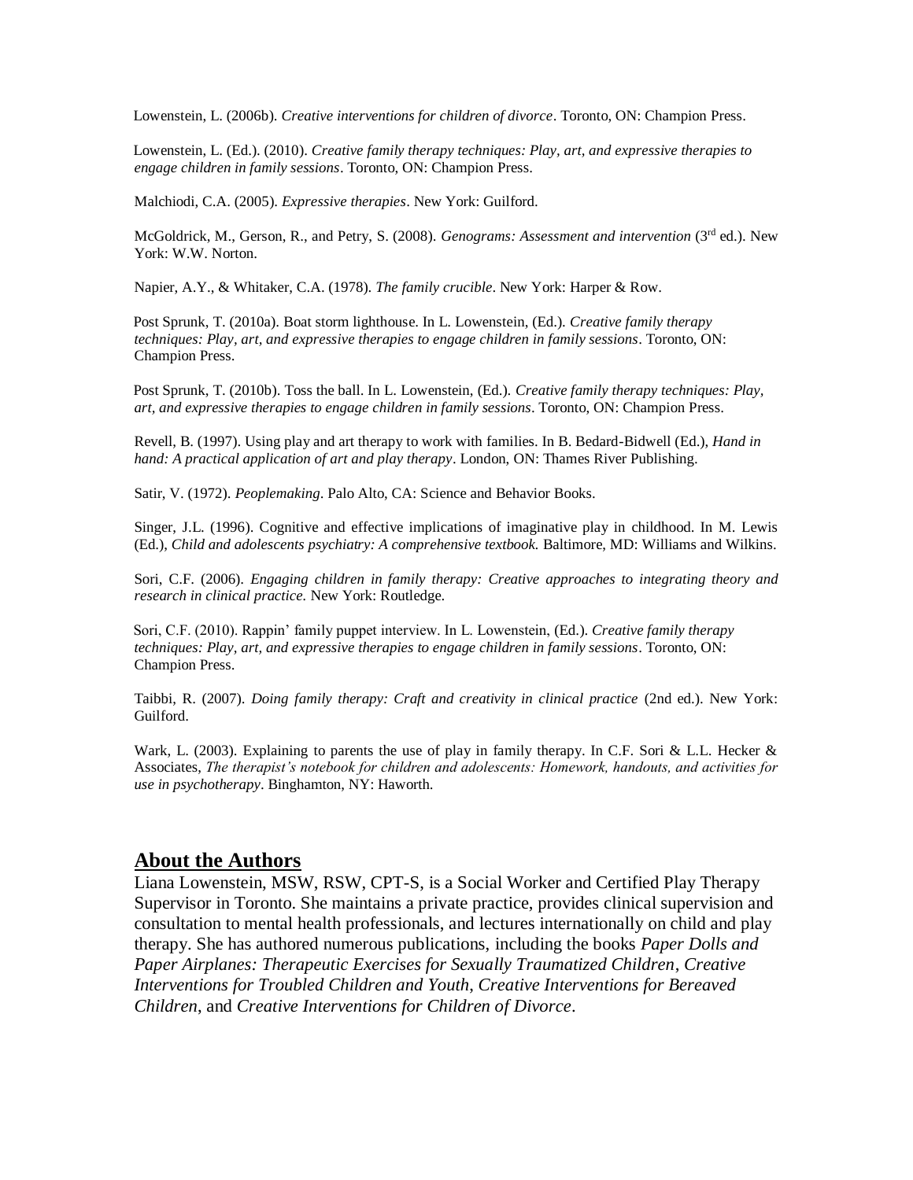Lowenstein, L. (2006b). *Creative interventions for children of divorce*. Toronto, ON: Champion Press.

Lowenstein, L. (Ed.). (2010). *Creative family therapy techniques: Play, art, and expressive therapies to engage children in family sessions*. Toronto, ON: Champion Press.

Malchiodi, C.A. (2005). *Expressive therapies*. New York: Guilford.

McGoldrick, M., Gerson, R., and Petry, S. (2008). *Genograms: Assessment and intervention* (3rd ed.). New York: W.W. Norton.

Napier, A.Y., & Whitaker, C.A. (1978). *The family crucible*. New York: Harper & Row.

Post Sprunk, T. (2010a). Boat storm lighthouse. In L. Lowenstein, (Ed.). *Creative family therapy techniques: Play, art, and expressive therapies to engage children in family sessions*. Toronto, ON: Champion Press.

Post Sprunk, T. (2010b). Toss the ball. In L. Lowenstein, (Ed.). *Creative family therapy techniques: Play, art, and expressive therapies to engage children in family sessions*. Toronto, ON: Champion Press.

Revell, B. (1997). Using play and art therapy to work with families. In B. Bedard-Bidwell (Ed.), *Hand in hand: A practical application of art and play therapy*. London, ON: Thames River Publishing.

Satir, V. (1972). *Peoplemaking*. Palo Alto, CA: Science and Behavior Books.

Singer, J.L. (1996). Cognitive and effective implications of imaginative play in childhood. In M. Lewis (Ed.), *Child and adolescents psychiatry: A comprehensive textbook.* Baltimore, MD: Williams and Wilkins.

Sori, C.F. (2006). *Engaging children in family therapy: Creative approaches to integrating theory and research in clinical practice.* New York: Routledge.

Sori, C.F. (2010). Rappin' family puppet interview. In L. Lowenstein, (Ed.). *Creative family therapy techniques: Play, art, and expressive therapies to engage children in family sessions*. Toronto, ON: Champion Press.

Taibbi, R. (2007). *Doing family therapy: Craft and creativity in clinical practice* (2nd ed.). New York: Guilford.

Wark, L. (2003). Explaining to parents the use of play in family therapy. In C.F. Sori & L.L. Hecker & Associates, *The therapist's notebook for children and adolescents: Homework, handouts, and activities for use in psychotherapy*. Binghamton, NY: Haworth.

## About the Authors

Liana Lowenstein, MSW, RSW, CPT-S, is a Social Worker and Certified Play Therapy Supervisor in Toronto. She maintains a private practice, provides clinical supervision and consultation to mental health professionals, and lectures internationally on child and play therapy. She has authored numerous publications, including the books *Paper Dolls and Paper Airplanes: Therapeutic Exercises for Sexually Traumatized Children*, *Creative Interventions for Troubled Children and Youth*, *Creative Interventions for Bereaved Children*, and *Creative Interventions for Children of Divorce*.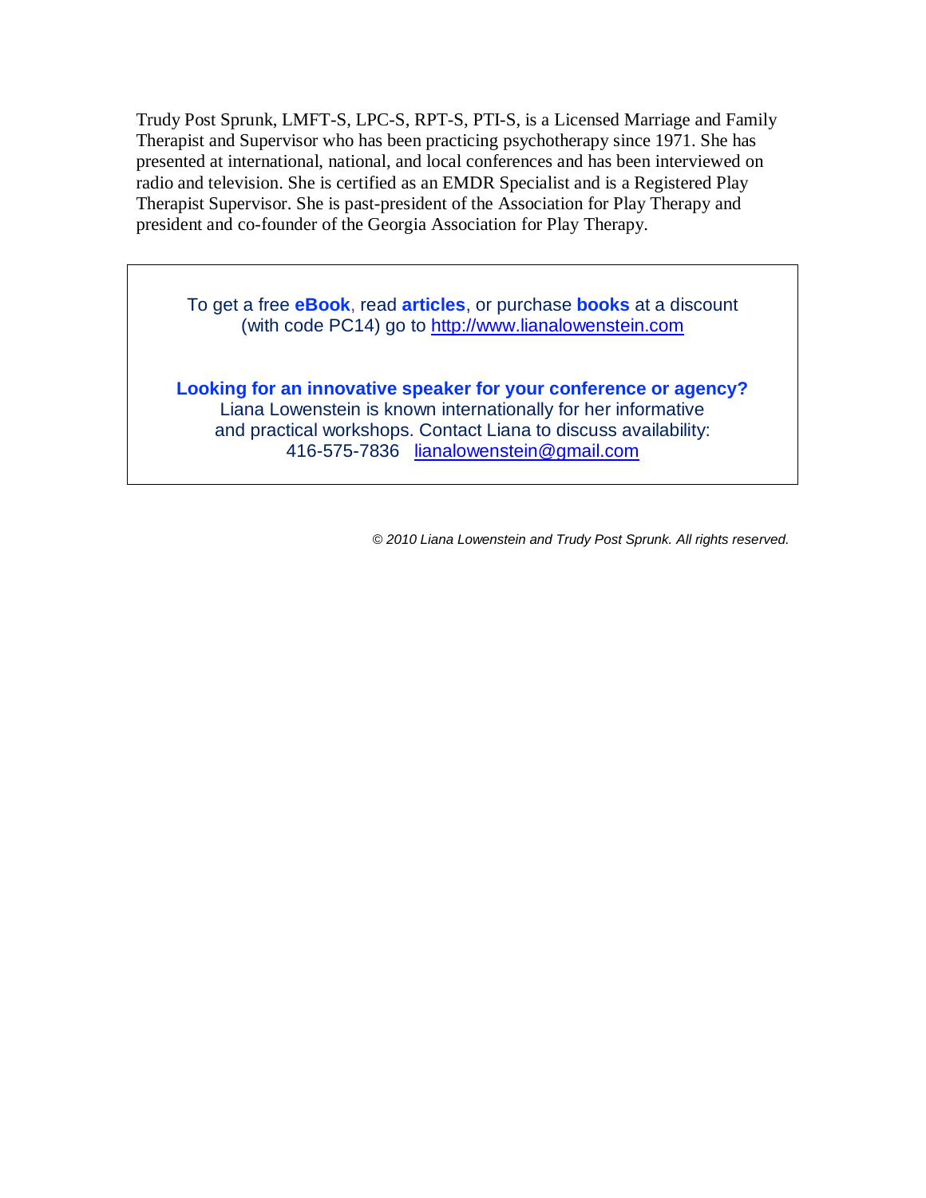Trudy Post Sprunk, LMFT-S, LPC-S, RPT-S, PTI-S, is a Licensed Marriage and Family Therapist and Supervisor who has been practicing psychotherapy since 1971. She has presented at international, national, and local conferences and has been interviewed on radio and television. She is certified as an EMDR Specialist and is a Registered Play Therapist Supervisor. She is past-president of the Association for Play Therapy and president and co-founder of the Georgia Association for Play Therapy.

To get a free **eBook**, read **articles**, or purchase **books** at a discount (with code PC14) go to http://www.lianalowenstein.com

**Looking for an innovative speaker for your conference or agency?**
Liana Lowenstein is known internationally for her informative and practical workshops. Contact Liana to discuss availability:
416-575-7836 lianalowenstein@gmail.com

*© 2010 Liana Lowenstein and Trudy Post Sprunk. All rights reserved.*